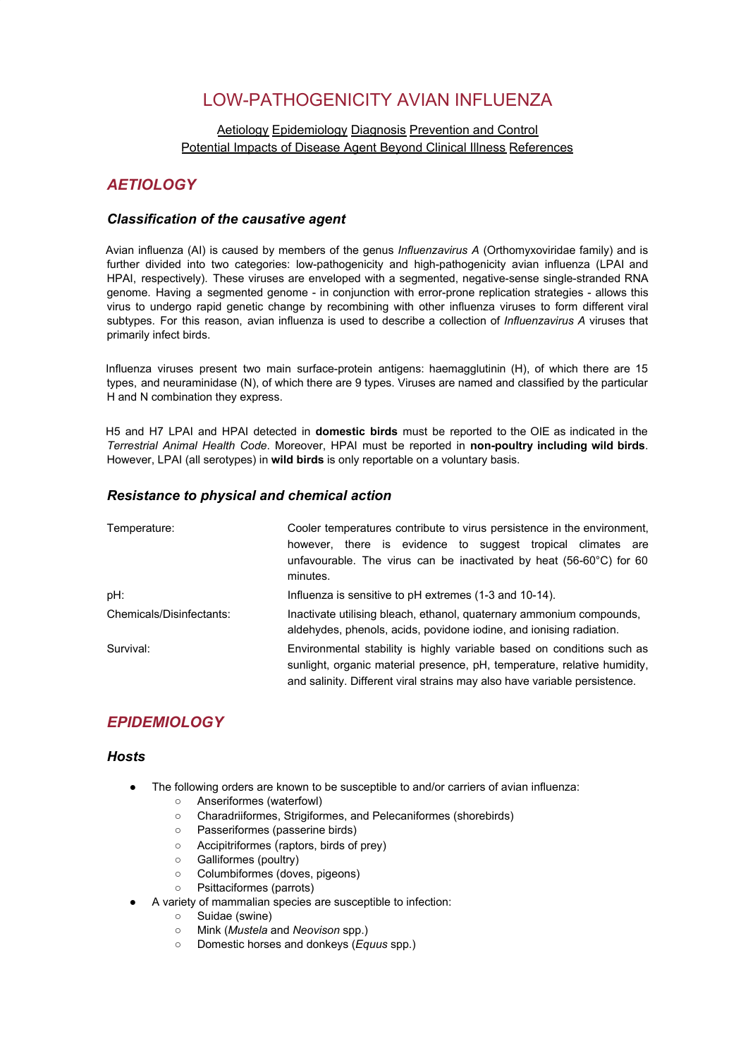# LOW-PATHOGENICITY AVIAN INFLUENZA

Aetiology Epidemiology Diagnosis Prevention and Control
Potential Impacts of Disease Agent Beyond Clinical Illness References

## *AETIOLOGY*

### *Classification of the causative agent*

Avian influenza (AI) is caused by members of the genus *Influenzavirus A* (Orthomyxoviridae family) and is further divided into two categories: low-pathogenicity and high-pathogenicity avian influenza (LPAI and HPAI, respectively). These viruses are enveloped with a segmented, negative-sense single-stranded RNA genome. Having a segmented genome - in conjunction with error-prone replication strategies - allows this virus to undergo rapid genetic change by recombining with other influenza viruses to form different viral subtypes. For this reason, avian influenza is used to describe a collection of *Influenzavirus A* viruses that primarily infect birds.

Influenza viruses present two main surface-protein antigens: haemagglutinin (H), of which there are 15 types, and neuraminidase (N), of which there are 9 types. Viruses are named and classified by the particular H and N combination they express.

H5 and H7 LPAI and HPAI detected in **domestic birds** must be reported to the OIE as indicated in the *Terrestrial Animal Health Code*. Moreover, HPAI must be reported in **non-poultry including wild birds**. However, LPAI (all serotypes) in **wild birds** is only reportable on a voluntary basis.

### *Resistance to physical and chemical action*

| | |
|---|---|
| Temperature: | Cooler temperatures contribute to virus persistence in the environment, however, there is evidence to suggest tropical climates are unfavourable. The virus can be inactivated by heat (56-60°C) for 60 minutes. |
| pH: | Influenza is sensitive to pH extremes (1-3 and 10-14). |
| Chemicals/Disinfectants: | Inactivate utilising bleach, ethanol, quaternary ammonium compounds, aldehydes, phenols, acids, povidone iodine, and ionising radiation. |
| Survival: | Environmental stability is highly variable based on conditions such as sunlight, organic material presence, pH, temperature, relative humidity, and salinity. Different viral strains may also have variable persistence. |

## *EPIDEMIOLOGY*

### *Hosts*

- The following orders are known to be susceptible to and/or carriers of avian influenza:
  - Anseriformes (waterfowl)
  - Charadriiformes, Strigiformes, and Pelecaniformes (shorebirds)
  - Passeriformes (passerine birds)
  - Accipitriformes (raptors, birds of prey)
  - Galliformes (poultry)
  - Columbiformes (doves, pigeons)
  - Psittaciformes (parrots)
- A variety of mammalian species are susceptible to infection:
  - Suidae (swine)
  - Mink (*Mustela* and *Neovison* spp.)
  - Domestic horses and donkeys (*Equus* spp.)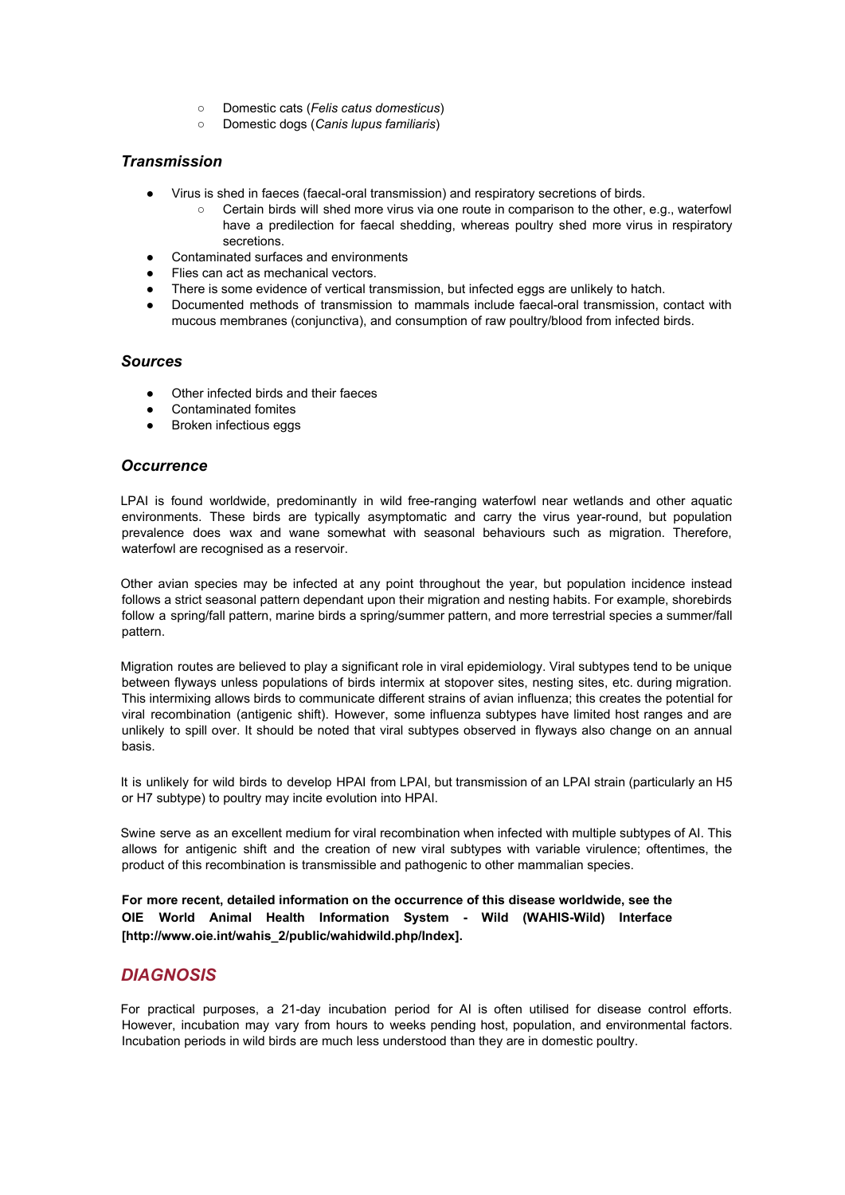- Domestic cats (*Felis catus domesticus*)
  - Domestic dogs (*Canis lupus familiaris*)

### *Transmission*

- Virus is shed in faeces (faecal-oral transmission) and respiratory secretions of birds.
  - Certain birds will shed more virus via one route in comparison to the other, e.g., waterfowl have a predilection for faecal shedding, whereas poultry shed more virus in respiratory secretions.
- Contaminated surfaces and environments
- Flies can act as mechanical vectors.
- There is some evidence of vertical transmission, but infected eggs are unlikely to hatch.
- Documented methods of transmission to mammals include faecal-oral transmission, contact with mucous membranes (conjunctiva), and consumption of raw poultry/blood from infected birds.

### *Sources*

- Other infected birds and their faeces
- Contaminated fomites
- Broken infectious eggs

### *Occurrence*

LPAI is found worldwide, predominantly in wild free-ranging waterfowl near wetlands and other aquatic environments. These birds are typically asymptomatic and carry the virus year-round, but population prevalence does wax and wane somewhat with seasonal behaviours such as migration. Therefore, waterfowl are recognised as a reservoir.

Other avian species may be infected at any point throughout the year, but population incidence instead follows a strict seasonal pattern dependant upon their migration and nesting habits. For example, shorebirds follow a spring/fall pattern, marine birds a spring/summer pattern, and more terrestrial species a summer/fall pattern.

Migration routes are believed to play a significant role in viral epidemiology. Viral subtypes tend to be unique between flyways unless populations of birds intermix at stopover sites, nesting sites, etc. during migration. This intermixing allows birds to communicate different strains of avian influenza; this creates the potential for viral recombination (antigenic shift). However, some influenza subtypes have limited host ranges and are unlikely to spill over. It should be noted that viral subtypes observed in flyways also change on an annual basis.

It is unlikely for wild birds to develop HPAI from LPAI, but transmission of an LPAI strain (particularly an H5 or H7 subtype) to poultry may incite evolution into HPAI.

Swine serve as an excellent medium for viral recombination when infected with multiple subtypes of AI. This allows for antigenic shift and the creation of new viral subtypes with variable virulence; oftentimes, the product of this recombination is transmissible and pathogenic to other mammalian species.

**For more recent, detailed information on the occurrence of this disease worldwide, see the OIE World Animal Health Information System - Wild (WAHIS-Wild) Interface [http://www.oie.int/wahis_2/public/wahidwild.php/Index].**

## *DIAGNOSIS*

For practical purposes, a 21-day incubation period for AI is often utilised for disease control efforts. However, incubation may vary from hours to weeks pending host, population, and environmental factors. Incubation periods in wild birds are much less understood than they are in domestic poultry.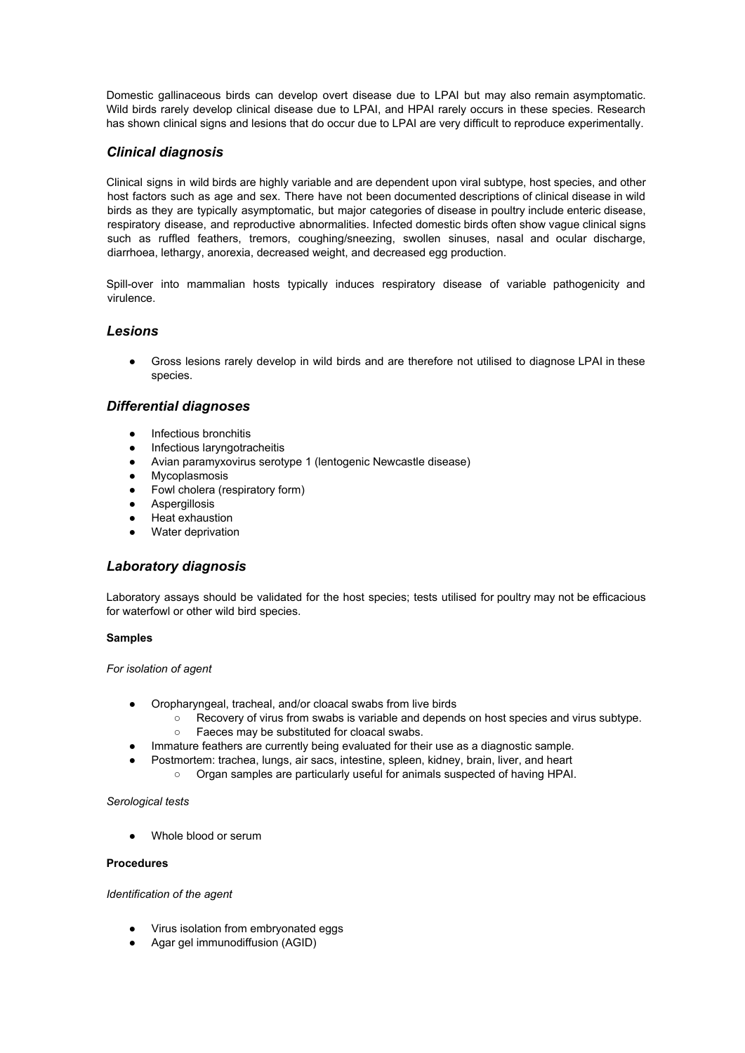Domestic gallinaceous birds can develop overt disease due to LPAI but may also remain asymptomatic. Wild birds rarely develop clinical disease due to LPAI, and HPAI rarely occurs in these species. Research has shown clinical signs and lesions that do occur due to LPAI are very difficult to reproduce experimentally.

### *Clinical diagnosis*

Clinical signs in wild birds are highly variable and are dependent upon viral subtype, host species, and other host factors such as age and sex. There have not been documented descriptions of clinical disease in wild birds as they are typically asymptomatic, but major categories of disease in poultry include enteric disease, respiratory disease, and reproductive abnormalities. Infected domestic birds often show vague clinical signs such as ruffled feathers, tremors, coughing/sneezing, swollen sinuses, nasal and ocular discharge, diarrhoea, lethargy, anorexia, decreased weight, and decreased egg production.

Spill-over into mammalian hosts typically induces respiratory disease of variable pathogenicity and virulence.

### *Lesions*

- Gross lesions rarely develop in wild birds and are therefore not utilised to diagnose LPAI in these species.

### *Differential diagnoses*

- Infectious bronchitis
- Infectious laryngotracheitis
- Avian paramyxovirus serotype 1 (lentogenic Newcastle disease)
- Mycoplasmosis
- Fowl cholera (respiratory form)
- Aspergillosis
- Heat exhaustion
- Water deprivation

### *Laboratory diagnosis*

Laboratory assays should be validated for the host species; tests utilised for poultry may not be efficacious for waterfowl or other wild bird species.

**Samples**

*For isolation of agent*

- Oropharyngeal, tracheal, and/or cloacal swabs from live birds
  - Recovery of virus from swabs is variable and depends on host species and virus subtype.
  - Faeces may be substituted for cloacal swabs.
- Immature feathers are currently being evaluated for their use as a diagnostic sample.
- Postmortem: trachea, lungs, air sacs, intestine, spleen, kidney, brain, liver, and heart
  - Organ samples are particularly useful for animals suspected of having HPAI.

*Serological tests*

- Whole blood or serum

**Procedures**

*Identification of the agent*

- Virus isolation from embryonated eggs
- Agar gel immunodiffusion (AGID)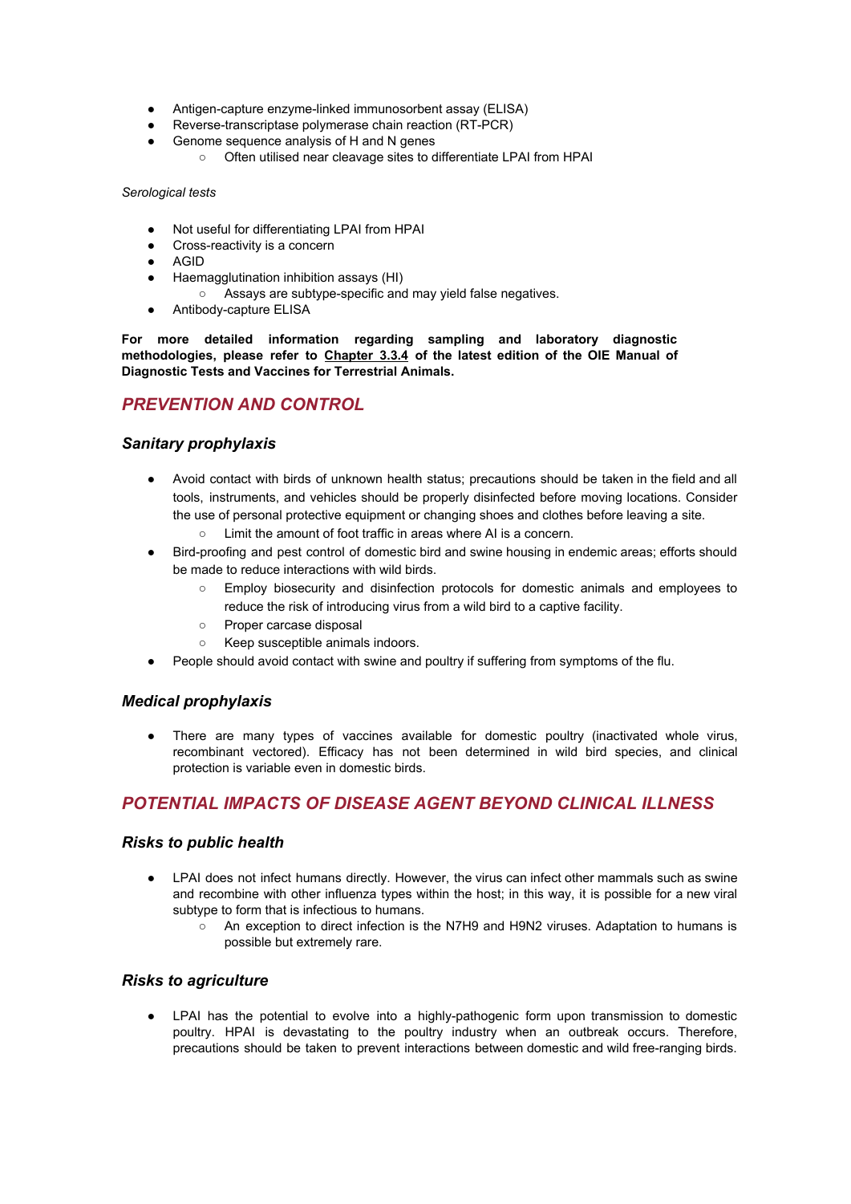- Antigen-capture enzyme-linked immunosorbent assay (ELISA)
- Reverse-transcriptase polymerase chain reaction (RT-PCR)
- Genome sequence analysis of H and N genes
  - Often utilised near cleavage sites to differentiate LPAI from HPAI

*Serological tests*

- Not useful for differentiating LPAI from HPAI
- Cross-reactivity is a concern
- AGID
- Haemagglutination inhibition assays (HI)
  - Assays are subtype-specific and may yield false negatives.
- Antibody-capture ELISA

**For more detailed information regarding sampling and laboratory diagnostic methodologies, please refer to Chapter 3.3.4 of the latest edition of the OIE Manual of Diagnostic Tests and Vaccines for Terrestrial Animals.**

## PREVENTION AND CONTROL

### Sanitary prophylaxis

- Avoid contact with birds of unknown health status; precautions should be taken in the field and all tools, instruments, and vehicles should be properly disinfected before moving locations. Consider the use of personal protective equipment or changing shoes and clothes before leaving a site.
  - Limit the amount of foot traffic in areas where AI is a concern.
- Bird-proofing and pest control of domestic bird and swine housing in endemic areas; efforts should be made to reduce interactions with wild birds.
  - Employ biosecurity and disinfection protocols for domestic animals and employees to reduce the risk of introducing virus from a wild bird to a captive facility.
  - Proper carcase disposal
  - Keep susceptible animals indoors.
- People should avoid contact with swine and poultry if suffering from symptoms of the flu.

### Medical prophylaxis

- There are many types of vaccines available for domestic poultry (inactivated whole virus, recombinant vectored). Efficacy has not been determined in wild bird species, and clinical protection is variable even in domestic birds.

## POTENTIAL IMPACTS OF DISEASE AGENT BEYOND CLINICAL ILLNESS

### Risks to public health

- LPAI does not infect humans directly. However, the virus can infect other mammals such as swine and recombine with other influenza types within the host; in this way, it is possible for a new viral subtype to form that is infectious to humans.
  - An exception to direct infection is the N7H9 and H9N2 viruses. Adaptation to humans is possible but extremely rare.

### Risks to agriculture

- LPAI has the potential to evolve into a highly-pathogenic form upon transmission to domestic poultry. HPAI is devastating to the poultry industry when an outbreak occurs. Therefore, precautions should be taken to prevent interactions between domestic and wild free-ranging birds.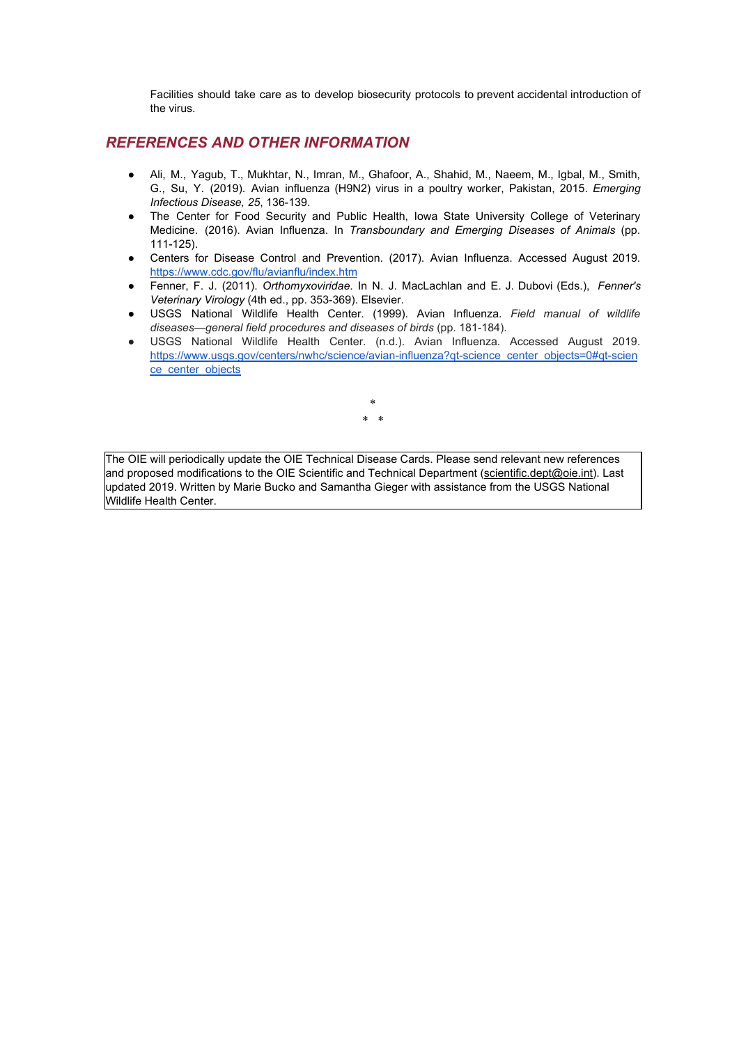Facilities should take care as to develop biosecurity protocols to prevent accidental introduction of the virus.

## *REFERENCES AND OTHER INFORMATION*

- Ali, M., Yagub, T., Mukhtar, N., Imran, M., Ghafoor, A., Shahid, M., Naeem, M., Igbal, M., Smith, G., Su, Y. (2019). Avian influenza (H9N2) virus in a poultry worker, Pakistan, 2015. *Emerging Infectious Disease, 25*, 136-139.
- The Center for Food Security and Public Health, Iowa State University College of Veterinary Medicine. (2016). Avian Influenza. In *Transboundary and Emerging Diseases of Animals* (pp. 111-125).
- Centers for Disease Control and Prevention. (2017). Avian Influenza. Accessed August 2019. https://www.cdc.gov/flu/avianflu/index.htm
- Fenner, F. J. (2011). *Orthomyxoviridae*. In N. J. MacLachlan and E. J. Dubovi (Eds.), *Fenner's Veterinary Virology* (4th ed., pp. 353-369). Elsevier.
- USGS National Wildlife Health Center. (1999). Avian Influenza. *Field manual of wildlife diseases—general field procedures and diseases of birds* (pp. 181-184).
- USGS National Wildlife Health Center. (n.d.). Avian Influenza. Accessed August 2019. https://www.usgs.gov/centers/nwhc/science/avian-influenza?qt-science_center_objects=0#qt-science_center_objects

\*

\* \*

The OIE will periodically update the OIE Technical Disease Cards. Please send relevant new references and proposed modifications to the OIE Scientific and Technical Department (scientific.dept@oie.int). Last updated 2019. Written by Marie Bucko and Samantha Gieger with assistance from the USGS National Wildlife Health Center.